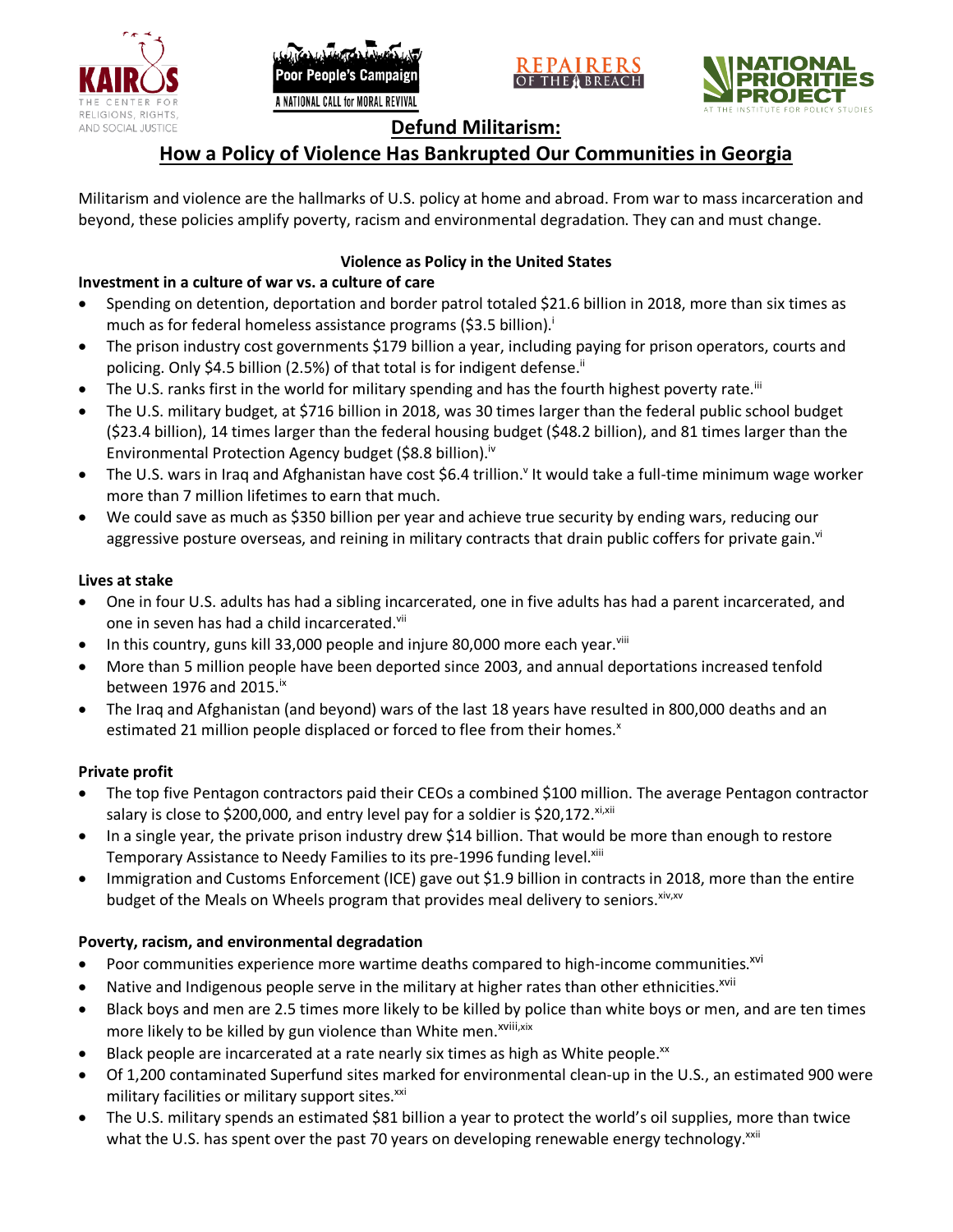# Defund Militarism:

## How a Policy of Violence Has Bankrupted Our Communities in Georgia

Militarism and violence are the hallmarks of U.S. policy at home and abroad. From war to mass incarceration and beyond, these policies amplify poverty, racism and environmental degradation. They can and must change.

### Violence as Policy in the United States

**Investment in a culture of war vs. a culture of care**

- Spending on detention, deportation and border patrol totaled $21.6 billion in 2018, more than six times as much as for federal homeless assistance programs ($3.5 billion).[i]
- The prison industry cost governments $179 billion a year, including paying for prison operators, courts and policing. Only $4.5 billion (2.5%) of that total is for indigent defense.[ii]
- The U.S. ranks first in the world for military spending and has the fourth highest poverty rate.[iii]
- The U.S. military budget, at $716 billion in 2018, was 30 times larger than the federal public school budget ($23.4 billion), 14 times larger than the federal housing budget ($48.2 billion), and 81 times larger than the Environmental Protection Agency budget ($8.8 billion).[iv]
- The U.S. wars in Iraq and Afghanistan have cost $6.4 trillion.[v] It would take a full-time minimum wage worker more than 7 million lifetimes to earn that much.
- We could save as much as $350 billion per year and achieve true security by ending wars, reducing our aggressive posture overseas, and reining in military contracts that drain public coffers for private gain.[vi]

**Lives at stake**

- One in four U.S. adults has had a sibling incarcerated, one in five adults has had a parent incarcerated, and one in seven has had a child incarcerated.[vii]
- In this country, guns kill 33,000 people and injure 80,000 more each year.[viii]
- More than 5 million people have been deported since 2003, and annual deportations increased tenfold between 1976 and 2015.[ix]
- The Iraq and Afghanistan (and beyond) wars of the last 18 years have resulted in 800,000 deaths and an estimated 21 million people displaced or forced to flee from their homes.[x]

**Private profit**

- The top five Pentagon contractors paid their CEOs a combined $100 million. The average Pentagon contractor salary is close to $200,000, and entry level pay for a soldier is $20,172.[xi,xii]
- In a single year, the private prison industry drew $14 billion. That would be more than enough to restore Temporary Assistance to Needy Families to its pre-1996 funding level.[xiii]
- Immigration and Customs Enforcement (ICE) gave out $1.9 billion in contracts in 2018, more than the entire budget of the Meals on Wheels program that provides meal delivery to seniors.[xiv,xv]

**Poverty, racism, and environmental degradation**

- Poor communities experience more wartime deaths compared to high-income communities.[xvi]
- Native and Indigenous people serve in the military at higher rates than other ethnicities.[xvii]
- Black boys and men are 2.5 times more likely to be killed by police than white boys or men, and are ten times more likely to be killed by gun violence than White men.[xviii,xix]
- Black people are incarcerated at a rate nearly six times as high as White people.[xx]
- Of 1,200 contaminated Superfund sites marked for environmental clean-up in the U.S., an estimated 900 were military facilities or military support sites.[xxi]
- The U.S. military spends an estimated $81 billion a year to protect the world's oil supplies, more than twice what the U.S. has spent over the past 70 years on developing renewable energy technology.[xxii]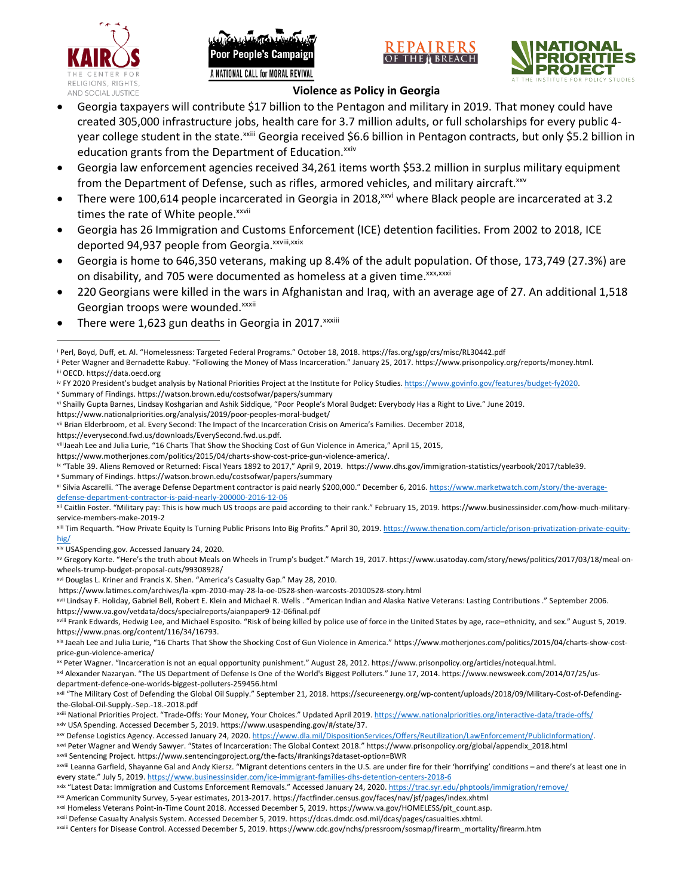## Violence as Policy in Georgia

- Georgia taxpayers will contribute $17 billion to the Pentagon and military in 2019. That money could have created 305,000 infrastructure jobs, health care for 3.7 million adults, or full scholarships for every public 4-year college student in the state.[xxiii] Georgia received $6.6 billion in Pentagon contracts, but only $5.2 billion in education grants from the Department of Education.[xxiv]
- Georgia law enforcement agencies received 34,261 items worth $53.2 million in surplus military equipment from the Department of Defense, such as rifles, armored vehicles, and military aircraft.[xxv]
- There were 100,614 people incarcerated in Georgia in 2018,[xxvi] where Black people are incarcerated at 3.2 times the rate of White people.[xxvii]
- Georgia has 26 Immigration and Customs Enforcement (ICE) detention facilities. From 2002 to 2018, ICE deported 94,937 people from Georgia.[xxviii,xxix]
- Georgia is home to 646,350 veterans, making up 8.4% of the adult population. Of those, 173,749 (27.3%) are on disability, and 705 were documented as homeless at a given time.[xxx,xxxi]
- 220 Georgians were killed in the wars in Afghanistan and Iraq, with an average age of 27. An additional 1,518 Georgian troops were wounded.[xxxii]
- There were 1,623 gun deaths in Georgia in 2017.[xxxiii]

---

[i] Perl, Boyd, Duff, et. Al. "Homelessness: Targeted Federal Programs." October 18, 2018. https://fas.org/sgp/crs/misc/RL30442.pdf

[ii] Peter Wagner and Bernadette Rabuy. "Following the Money of Mass Incarceration." January 25, 2017. https://www.prisonpolicy.org/reports/money.html.

[iii] OECD. https://data.oecd.org

[iv] FY 2020 President's budget analysis by National Priorities Project at the Institute for Policy Studies. https://www.govinfo.gov/features/budget-fy2020.

[v] Summary of Findings. https://watson.brown.edu/costsofwar/papers/summary

[vi] Shailly Gupta Barnes, Lindsay Koshgarian and Ashik Siddique, "Poor People's Moral Budget: Everybody Has a Right to Live." June 2019. https://www.nationalpriorities.org/analysis/2019/poor-peoples-moral-budget/

[vii] Brian Elderbroom, et al. Every Second: The Impact of the Incarceration Crisis on America's Families. December 2018, https://everysecond.fwd.us/downloads/EverySecond.fwd.us.pdf.

[viii] Jaeah Lee and Julia Lurie, "16 Charts That Show the Shocking Cost of Gun Violence in America," April 15, 2015, https://www.motherjones.com/politics/2015/04/charts-show-cost-price-gun-violence-america/.

[ix] "Table 39. Aliens Removed or Returned: Fiscal Years 1892 to 2017," April 9, 2019. https://www.dhs.gov/immigration-statistics/yearbook/2017/table39.

[x] Summary of Findings. https://watson.brown.edu/costsofwar/papers/summary

[xi] Silvia Ascarelli. "The average Defense Department contractor is paid nearly $200,000." December 6, 2016. https://www.marketwatch.com/story/the-average-defense-department-contractor-is-paid-nearly-200000-2016-12-06

[xii] Caitlin Foster. "Military pay: This is how much US troops are paid according to their rank." February 15, 2019. https://www.businessinsider.com/how-much-military-service-members-make-2019-2

[xiii] Tim Requarth. "How Private Equity Is Turning Public Prisons Into Big Profits." April 30, 2019. https://www.thenation.com/article/prison-privatization-private-equity-hig/

[xiv] USASpending.gov. Accessed January 24, 2020.

[xv] Gregory Korte. "Here's the truth about Meals on Wheels in Trump's budget." March 19, 2017. https://www.usatoday.com/story/news/politics/2017/03/18/meal-on-wheels-trump-budget-proposal-cuts/99308928/

[xvi] Douglas L. Kriner and Francis X. Shen. "America's Casualty Gap." May 28, 2010. https://www.latimes.com/archives/la-xpm-2010-may-28-la-oe-0528-shen-warcosts-20100528-story.html

[xvii] Lindsay F. Holiday, Gabriel Bell, Robert E. Klein and Michael R. Wells . "American Indian and Alaska Native Veterans: Lasting Contributions ." September 2006. https://www.va.gov/vetdata/docs/specialreports/aianpaper9-12-06final.pdf

[xviii] Frank Edwards, Hedwig Lee, and Michael Esposito. "Risk of being killed by police use of force in the United States by age, race–ethnicity, and sex." August 5, 2019. https://www.pnas.org/content/116/34/16793.

[xix] Jaeah Lee and Julia Lurie, "16 Charts That Show the Shocking Cost of Gun Violence in America." https://www.motherjones.com/politics/2015/04/charts-show-cost-price-gun-violence-america/

[xx] Peter Wagner. "Incarceration is not an equal opportunity punishment." August 28, 2012. https://www.prisonpolicy.org/articles/notequal.html.

[xxi] Alexander Nazaryan. "The US Department of Defense Is One of the World's Biggest Polluters." June 17, 2014. https://www.newsweek.com/2014/07/25/us-department-defence-one-worlds-biggest-polluters-259456.html

[xxii] "The Military Cost of Defending the Global Oil Supply." September 21, 2018. https://secureenergy.org/wp-content/uploads/2018/09/Military-Cost-of-Defending-the-Global-Oil-Supply.-Sep.-18.-2018.pdf

[xxiii] National Priorities Project. "Trade-Offs: Your Money, Your Choices." Updated April 2019. https://www.nationalpriorities.org/interactive-data/trade-offs/

[xxiv] USA Spending. Accessed December 5, 2019. https://www.usaspending.gov/#/state/37.

[xxv] Defense Logistics Agency. Accessed January 24, 2020. https://www.dla.mil/DispositionServices/Offers/Reutilization/LawEnforcement/PublicInformation/.

[xxvi] Peter Wagner and Wendy Sawyer. "States of Incarceration: The Global Context 2018." https://www.prisonpolicy.org/global/appendix_2018.html

[xxvii] Sentencing Project. https://www.sentencingproject.org/the-facts/#rankings?dataset-option=BWR

[xxviii] Leanna Garfield, Shayanne Gal and Andy Kiersz. "Migrant detentions centers in the U.S. are under fire for their 'horrifying' conditions – and there's at least one in every state." July 5, 2019. https://www.businessinsider.com/ice-immigrant-families-dhs-detention-centers-2018-6

[xxix] "Latest Data: Immigration and Customs Enforcement Removals." Accessed January 24, 2020. https://trac.syr.edu/phptools/immigration/remove/

[xxx] American Community Survey, 5-year estimates, 2013-2017. https://factfinder.census.gov/faces/nav/jsf/pages/index.xhtml

[xxxi] Homeless Veterans Point-in-Time Count 2018. Accessed December 5, 2019. https://www.va.gov/HOMELESS/pit_count.asp.

[xxxii] Defense Casualty Analysis System. Accessed December 5, 2019. https://dcas.dmdc.osd.mil/dcas/pages/casualties.xhtml.

[xxxiii] Centers for Disease Control. Accessed December 5, 2019. https://www.cdc.gov/nchs/pressroom/sosmap/firearm_mortality/firearm.htm